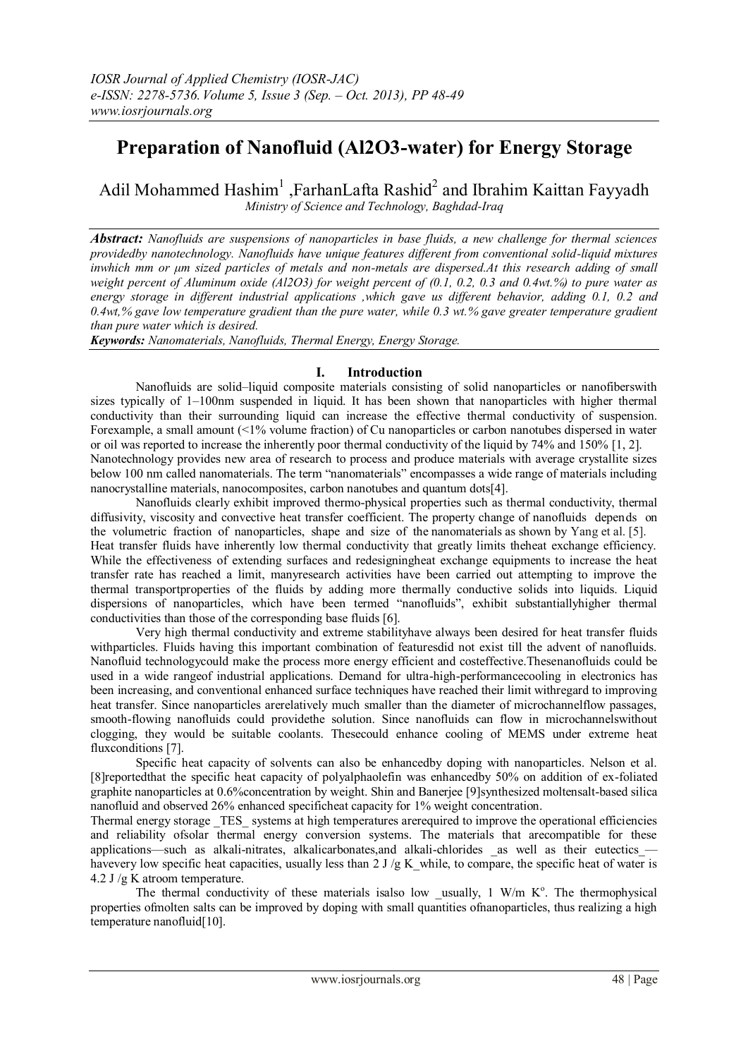# Preparation of Nanofluid (Al2O3-water) for Energy Storage

Adil Mohammed Hashim[1], FarhanLafta Rashid[2] and Ibrahim Kaittan Fayyadh

*Ministry of Science and Technology, Baghdad-Iraq*

***Abstract:*** *Nanofluids are suspensions of nanoparticles in base fluids, a new challenge for thermal sciences providedby nanotechnology. Nanofluids have unique features different from conventional solid-liquid mixtures inwhich mm or μm sized particles of metals and non-metals are dispersed.At this research adding of small weight percent of Aluminum oxide (Al2O3) for weight percent of (0.1, 0.2, 0.3 and 0.4wt.%) to pure water as energy storage in different industrial applications ,which gave us different behavior, adding 0.1, 0.2 and 0.4wt,% gave low temperature gradient than the pure water, while 0.3 wt.% gave greater temperature gradient than pure water which is desired.*

***Keywords:*** *Nanomaterials, Nanofluids, Thermal Energy, Energy Storage.*

## I. Introduction

Nanofluids are solid–liquid composite materials consisting of solid nanoparticles or nanofiberswith sizes typically of 1–100nm suspended in liquid. It has been shown that nanoparticles with higher thermal conductivity than their surrounding liquid can increase the effective thermal conductivity of suspension. Forexample, a small amount (<1% volume fraction) of Cu nanoparticles or carbon nanotubes dispersed in water or oil was reported to increase the inherently poor thermal conductivity of the liquid by 74% and 150% [1, 2].

Nanotechnology provides new area of research to process and produce materials with average crystallite sizes below 100 nm called nanomaterials. The term "nanomaterials" encompasses a wide range of materials including nanocrystalline materials, nanocomposites, carbon nanotubes and quantum dots[4].

Nanofluids clearly exhibit improved thermo-physical properties such as thermal conductivity, thermal diffusivity, viscosity and convective heat transfer coefficient. The property change of nanofluids depends on the volumetric fraction of nanoparticles, shape and size of the nanomaterials as shown by Yang et al. [5].

Heat transfer fluids have inherently low thermal conductivity that greatly limits theheat exchange efficiency. While the effectiveness of extending surfaces and redesigningheat exchange equipments to increase the heat transfer rate has reached a limit, manyresearch activities have been carried out attempting to improve the thermal transportproperties of the fluids by adding more thermally conductive solids into liquids. Liquid dispersions of nanoparticles, which have been termed "nanofluids", exhibit substantiallyhigher thermal conductivities than those of the corresponding base fluids [6].

Very high thermal conductivity and extreme stabilityhave always been desired for heat transfer fluids withparticles. Fluids having this important combination of featuresdid not exist till the advent of nanofluids. Nanofluid technologycould make the process more energy efficient and costeffective.Thesenanofluids could be used in a wide rangeof industrial applications. Demand for ultra-high-performancecooling in electronics has been increasing, and conventional enhanced surface techniques have reached their limit withregard to improving heat transfer. Since nanoparticles arerelatively much smaller than the diameter of microchannelflow passages, smooth-flowing nanofluids could providethe solution. Since nanofluids can flow in microchannelswithout clogging, they would be suitable coolants. Thesecould enhance cooling of MEMS under extreme heat fluxconditions [7].

Specific heat capacity of solvents can also be enhancedby doping with nanoparticles. Nelson et al. [8]reportedthat the specific heat capacity of polyalphaolefin was enhancedby 50% on addition of ex-foliated graphite nanoparticles at 0.6%concentration by weight. Shin and Banerjee [9]synthesized moltensalt-based silica nanofluid and observed 26% enhanced specificheat capacity for 1% weight concentration.

Thermal energy storage _TES_ systems at high temperatures arerequired to improve the operational efficiencies and reliability ofsolar thermal energy conversion systems. The materials that arecompatible for these applications—such as alkali-nitrates, alkalicarbonates,and alkali-chlorides _as well as their eutectics_— havevery low specific heat capacities, usually less than 2 J /g K_while, to compare, the specific heat of water is 4.2 J /g K atroom temperature.

The thermal conductivity of these materials isalso low _usually, 1 W/m K°. The thermophysical properties ofmolten salts can be improved by doping with small quantities ofnanoparticles, thus realizing a high temperature nanofluid[10].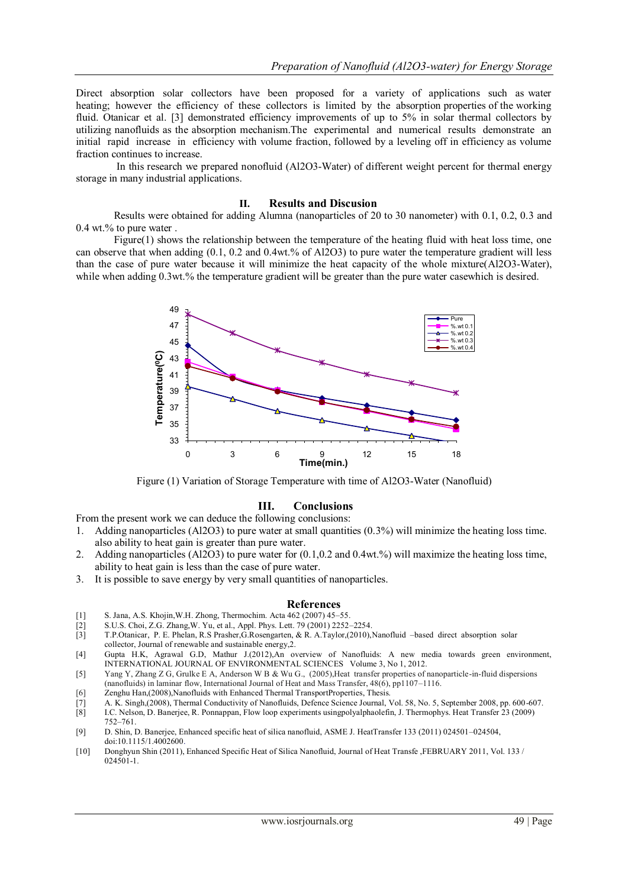Direct absorption solar collectors have been proposed for a variety of applications such as water heating; however the efficiency of these collectors is limited by the absorption properties of the working fluid. Otanicar et al. [3] demonstrated efficiency improvements of up to 5% in solar thermal collectors by utilizing nanofluids as the absorption mechanism.The experimental and numerical results demonstrate an initial rapid increase in efficiency with volume fraction, followed by a leveling off in efficiency as volume fraction continues to increase.

In this research we prepared nonofluid ($Al_2O_3$-Water) of different weight percent for thermal energy storage in many industrial applications.

## II. Results and Discusion

Results were obtained for adding Alumna (nanoparticles of 20 to 30 nanometer) with 0.1, 0.2, 0.3 and 0.4 wt.% to pure water .

Figure(1) shows the relationship between the temperature of the heating fluid with heat loss time, one can observe that when adding (0.1, 0.2 and 0.4wt.% of $Al_2O_3$) to pure water the temperature gradient will less than the case of pure water because it will minimize the heat capacity of the whole mixture($Al_2O_3$-Water), while when adding 0.3wt.% the temperature gradient will be greater than the pure water casewhich is desired.

Temperature(⁰C)
49
47
45
43
41
39
37
35
33
0 3 6 9 12 15 18
Time(min.)
Pure
%.wt 0.1
%.wt 0.2
%.wt 0.3
%.wt 0.4

Figure (1) Variation of Storage Temperature with time of $Al_2O_3$-Water (Nanofluid)

## III. Conclusions

From the present work we can deduce the following conclusions:

1. Adding nanoparticles ($Al_2O_3$) to pure water at small quantities (0.3%) will minimize the heating loss time. also ability to heat gain is greater than pure water.
2. Adding nanoparticles ($Al_2O_3$) to pure water for (0.1,0.2 and 0.4wt.%) will maximize the heating loss time, ability to heat gain is less than the case of pure water.
3. It is possible to save energy by very small quantities of nanoparticles.

## References

[1] S. Jana, A.S. Khojin,W.H. Zhong, Thermochim. Acta 462 (2007) 45–55.

[2] S.U.S. Choi, Z.G. Zhang,W. Yu, et al., Appl. Phys. Lett. 79 (2001) 2252–2254.

[3] T.P.Otanicar, P. E. Phelan, R.S Prasher,G.Rosengarten, & R. A.Taylor,(2010),Nanofluid –based direct absorption solar collector, Journal of renewable and sustainable energy,2.

[4] Gupta H.K, Agrawal G.D, Mathur J.(2012),An overview of Nanofluids: A new media towards green environment, INTERNATIONAL JOURNAL OF ENVIRONMENTAL SCIENCES Volume 3, No 1, 2012.

[5] Yang Y, Zhang Z G, Grulke E A, Anderson W B & Wu G., (2005),Heat transfer properties of nanoparticle-in-fluid dispersions (nanofluids) in laminar flow, International Journal of Heat and Mass Transfer, 48(6), pp1107–1116.

[6] Zenghu Han,(2008),Nanofluids with Enhanced Thermal TransportProperties, Thesis.

[7] A. K. Singh,(2008), Thermal Conductivity of Nanofluids, Defence Science Journal, Vol. 58, No. 5, September 2008, pp. 600-607.

[8] I.C. Nelson, D. Banerjee, R. Ponnappan, Flow loop experiments usingpolyalphaolefin, J. Thermophys. Heat Transfer 23 (2009) 752–761.

[9] D. Shin, D. Banerjee, Enhanced specific heat of silica nanofluid, ASME J. HeatTransfer 133 (2011) 024501–024504, doi:10.1115/1.4002600.

[10] Donghyun Shin (2011), Enhanced Specific Heat of Silica Nanofluid, Journal of Heat Transfe ,FEBRUARY 2011, Vol. 133 / 024501-1.